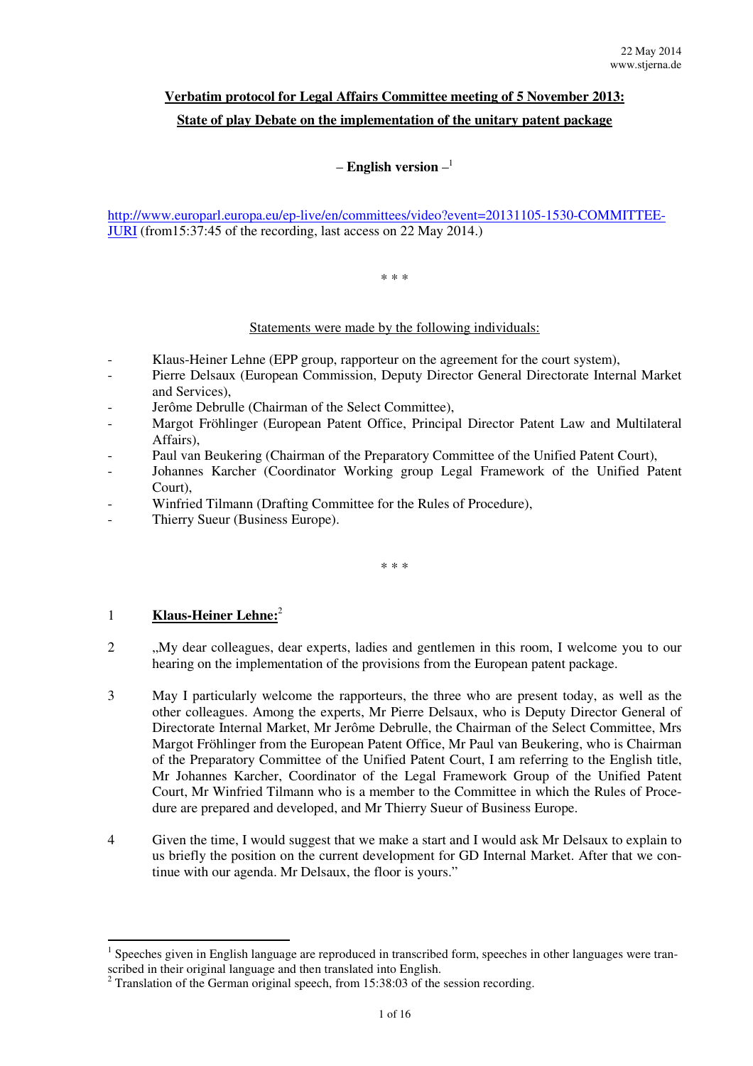22 May 2014
www.stjerna.de

**Verbatim protocol for Legal Affairs Committee meeting of 5 November 2013:**

**State of play Debate on the implementation of the unitary patent package**

**– English version –**[1]

http://www.europarl.europa.eu/ep-live/en/committees/video?event=20131105-1530-COMMITTEE-JURI (from15:37:45 of the recording, last access on 22 May 2014.)

\* \* \*

Statements were made by the following individuals:

- Klaus-Heiner Lehne (EPP group, rapporteur on the agreement for the court system),
- Pierre Delsaux (European Commission, Deputy Director General Directorate Internal Market and Services),
- Jerôme Debrulle (Chairman of the Select Committee),
- Margot Fröhlinger (European Patent Office, Principal Director Patent Law and Multilateral Affairs),
- Paul van Beukering (Chairman of the Preparatory Committee of the Unified Patent Court),
- Johannes Karcher (Coordinator Working group Legal Framework of the Unified Patent Court),
- Winfried Tilmann (Drafting Committee for the Rules of Procedure),
- Thierry Sueur (Business Europe).

\* \* \*

1 **Klaus-Heiner Lehne:**[2]

2 „My dear colleagues, dear experts, ladies and gentlemen in this room, I welcome you to our hearing on the implementation of the provisions from the European patent package.

3 May I particularly welcome the rapporteurs, the three who are present today, as well as the other colleagues. Among the experts, Mr Pierre Delsaux, who is Deputy Director General of Directorate Internal Market, Mr Jerôme Debrulle, the Chairman of the Select Committee, Mrs Margot Fröhlinger from the European Patent Office, Mr Paul van Beukering, who is Chairman of the Preparatory Committee of the Unified Patent Court, I am referring to the English title, Mr Johannes Karcher, Coordinator of the Legal Framework Group of the Unified Patent Court, Mr Winfried Tilmann who is a member to the Committee in which the Rules of Procedure are prepared and developed, and Mr Thierry Sueur of Business Europe.

4 Given the time, I would suggest that we make a start and I would ask Mr Delsaux to explain to us briefly the position on the current development for GD Internal Market. After that we continue with our agenda. Mr Delsaux, the floor is yours."

---

[1] Speeches given in English language are reproduced in transcribed form, speeches in other languages were transcribed in their original language and then translated into English.

[2] Translation of the German original speech, from 15:38:03 of the session recording.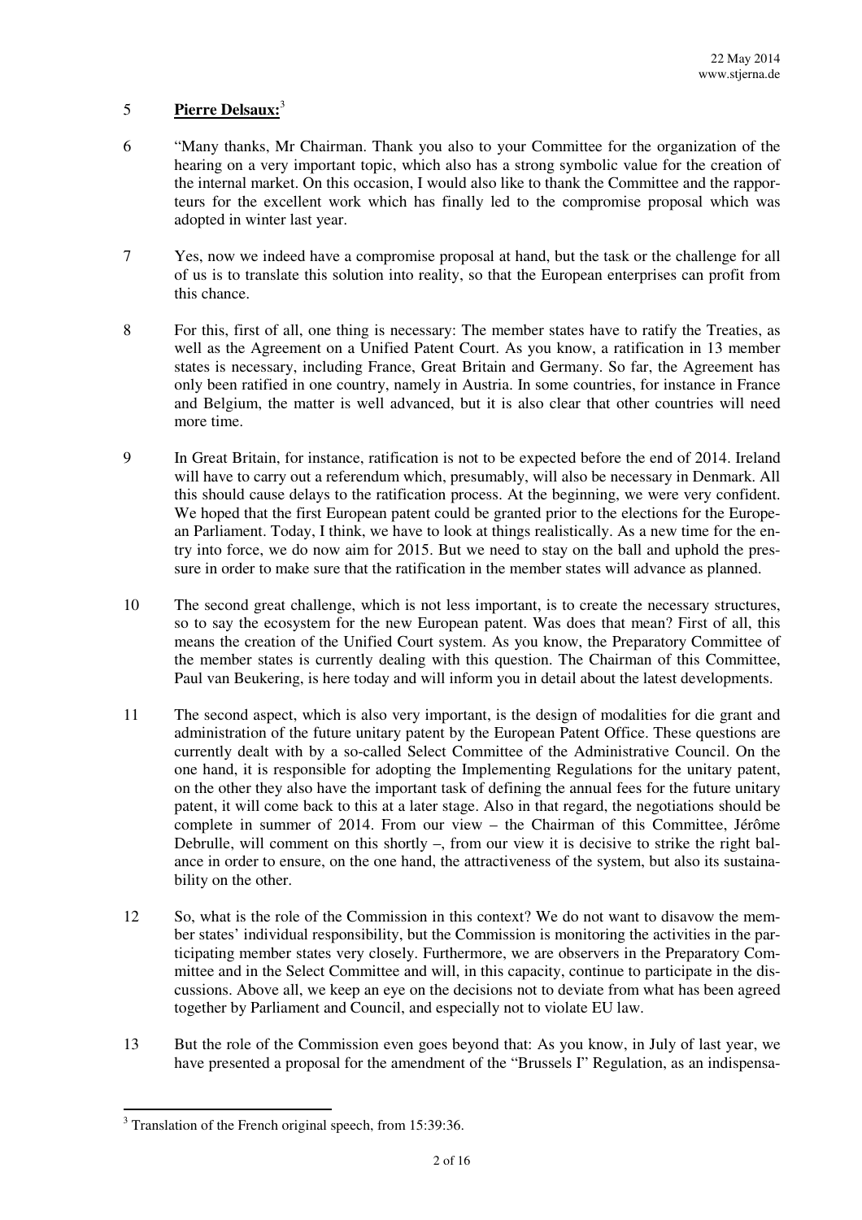5 **Pierre Delsaux:**[3]

6 “Many thanks, Mr Chairman. Thank you also to your Committee for the organization of the hearing on a very important topic, which also has a strong symbolic value for the creation of the internal market. On this occasion, I would also like to thank the Committee and the rapporteurs for the excellent work which has finally led to the compromise proposal which was adopted in winter last year.

7 Yes, now we indeed have a compromise proposal at hand, but the task or the challenge for all of us is to translate this solution into reality, so that the European enterprises can profit from this chance.

8 For this, first of all, one thing is necessary: The member states have to ratify the Treaties, as well as the Agreement on a Unified Patent Court. As you know, a ratification in 13 member states is necessary, including France, Great Britain and Germany. So far, the Agreement has only been ratified in one country, namely in Austria. In some countries, for instance in France and Belgium, the matter is well advanced, but it is also clear that other countries will need more time.

9 In Great Britain, for instance, ratification is not to be expected before the end of 2014. Ireland will have to carry out a referendum which, presumably, will also be necessary in Denmark. All this should cause delays to the ratification process. At the beginning, we were very confident. We hoped that the first European patent could be granted prior to the elections for the European Parliament. Today, I think, we have to look at things realistically. As a new time for the entry into force, we do now aim for 2015. But we need to stay on the ball and uphold the pressure in order to make sure that the ratification in the member states will advance as planned.

10 The second great challenge, which is not less important, is to create the necessary structures, so to say the ecosystem for the new European patent. Was does that mean? First of all, this means the creation of the Unified Court system. As you know, the Preparatory Committee of the member states is currently dealing with this question. The Chairman of this Committee, Paul van Beukering, is here today and will inform you in detail about the latest developments.

11 The second aspect, which is also very important, is the design of modalities for die grant and administration of the future unitary patent by the European Patent Office. These questions are currently dealt with by a so-called Select Committee of the Administrative Council. On the one hand, it is responsible for adopting the Implementing Regulations for the unitary patent, on the other they also have the important task of defining the annual fees for the future unitary patent, it will come back to this at a later stage. Also in that regard, the negotiations should be complete in summer of 2014. From our view – the Chairman of this Committee, Jérôme Debrulle, will comment on this shortly –, from our view it is decisive to strike the right balance in order to ensure, on the one hand, the attractiveness of the system, but also its sustainability on the other.

12 So, what is the role of the Commission in this context? We do not want to disavow the member states’ individual responsibility, but the Commission is monitoring the activities in the participating member states very closely. Furthermore, we are observers in the Preparatory Committee and in the Select Committee and will, in this capacity, continue to participate in the discussions. Above all, we keep an eye on the decisions not to deviate from what has been agreed together by Parliament and Council, and especially not to violate EU law.

13 But the role of the Commission even goes beyond that: As you know, in July of last year, we have presented a proposal for the amendment of the “Brussels I” Regulation, as an indispensa-

[3] Translation of the French original speech, from 15:39:36.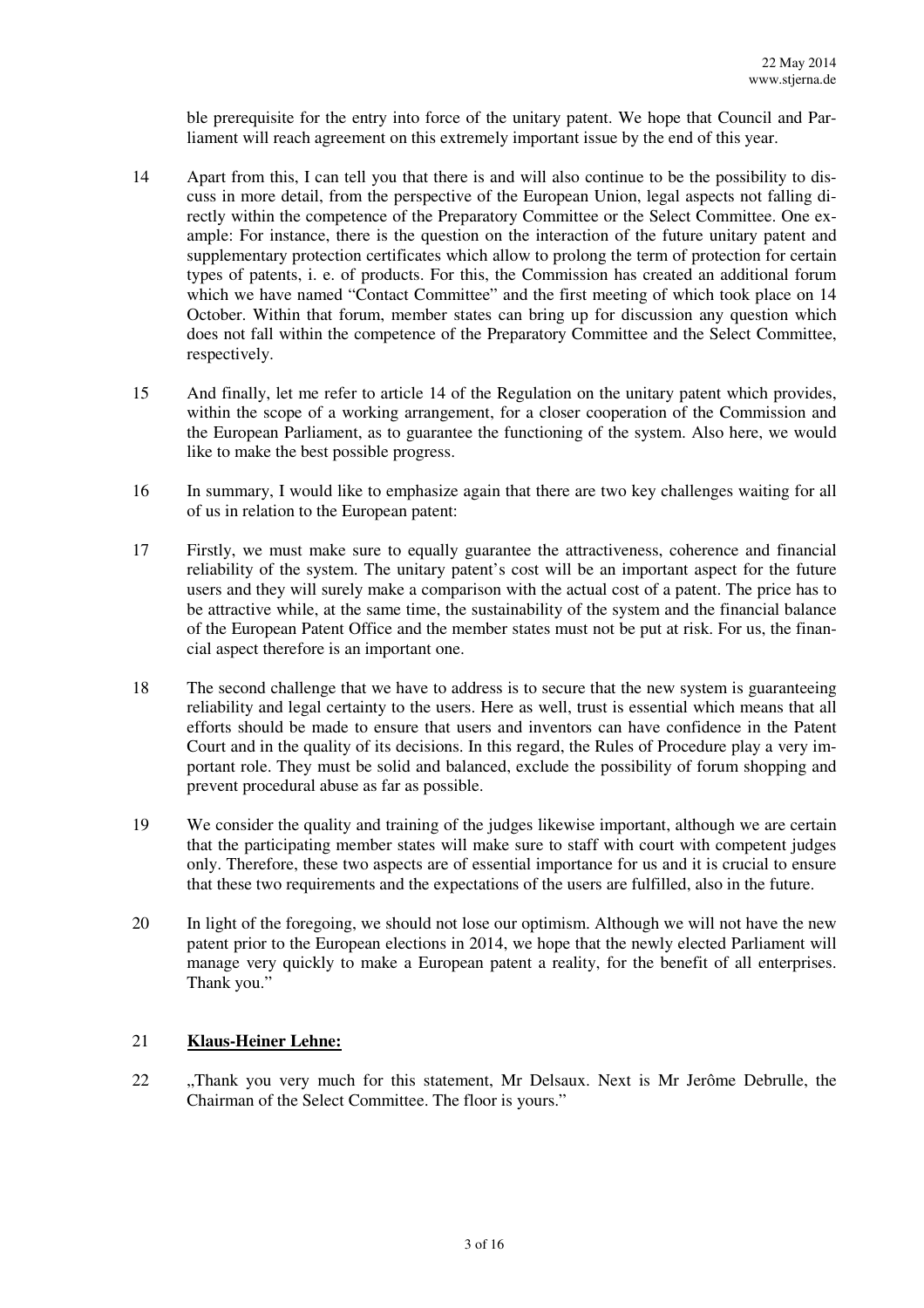ble prerequisite for the entry into force of the unitary patent. We hope that Council and Parliament will reach agreement on this extremely important issue by the end of this year.

14 Apart from this, I can tell you that there is and will also continue to be the possibility to discuss in more detail, from the perspective of the European Union, legal aspects not falling directly within the competence of the Preparatory Committee or the Select Committee. One example: For instance, there is the question on the interaction of the future unitary patent and supplementary protection certificates which allow to prolong the term of protection for certain types of patents, i. e. of products. For this, the Commission has created an additional forum which we have named "Contact Committee" and the first meeting of which took place on 14 October. Within that forum, member states can bring up for discussion any question which does not fall within the competence of the Preparatory Committee and the Select Committee, respectively.

15 And finally, let me refer to article 14 of the Regulation on the unitary patent which provides, within the scope of a working arrangement, for a closer cooperation of the Commission and the European Parliament, as to guarantee the functioning of the system. Also here, we would like to make the best possible progress.

16 In summary, I would like to emphasize again that there are two key challenges waiting for all of us in relation to the European patent:

17 Firstly, we must make sure to equally guarantee the attractiveness, coherence and financial reliability of the system. The unitary patent's cost will be an important aspect for the future users and they will surely make a comparison with the actual cost of a patent. The price has to be attractive while, at the same time, the sustainability of the system and the financial balance of the European Patent Office and the member states must not be put at risk. For us, the financial aspect therefore is an important one.

18 The second challenge that we have to address is to secure that the new system is guaranteeing reliability and legal certainty to the users. Here as well, trust is essential which means that all efforts should be made to ensure that users and inventors can have confidence in the Patent Court and in the quality of its decisions. In this regard, the Rules of Procedure play a very important role. They must be solid and balanced, exclude the possibility of forum shopping and prevent procedural abuse as far as possible.

19 We consider the quality and training of the judges likewise important, although we are certain that the participating member states will make sure to staff with court with competent judges only. Therefore, these two aspects are of essential importance for us and it is crucial to ensure that these two requirements and the expectations of the users are fulfilled, also in the future.

20 In light of the foregoing, we should not lose our optimism. Although we will not have the new patent prior to the European elections in 2014, we hope that the newly elected Parliament will manage very quickly to make a European patent a reality, for the benefit of all enterprises. Thank you."

21 **Klaus-Heiner Lehne:**

22 „Thank you very much for this statement, Mr Delsaux. Next is Mr Jerôme Debrulle, the Chairman of the Select Committee. The floor is yours."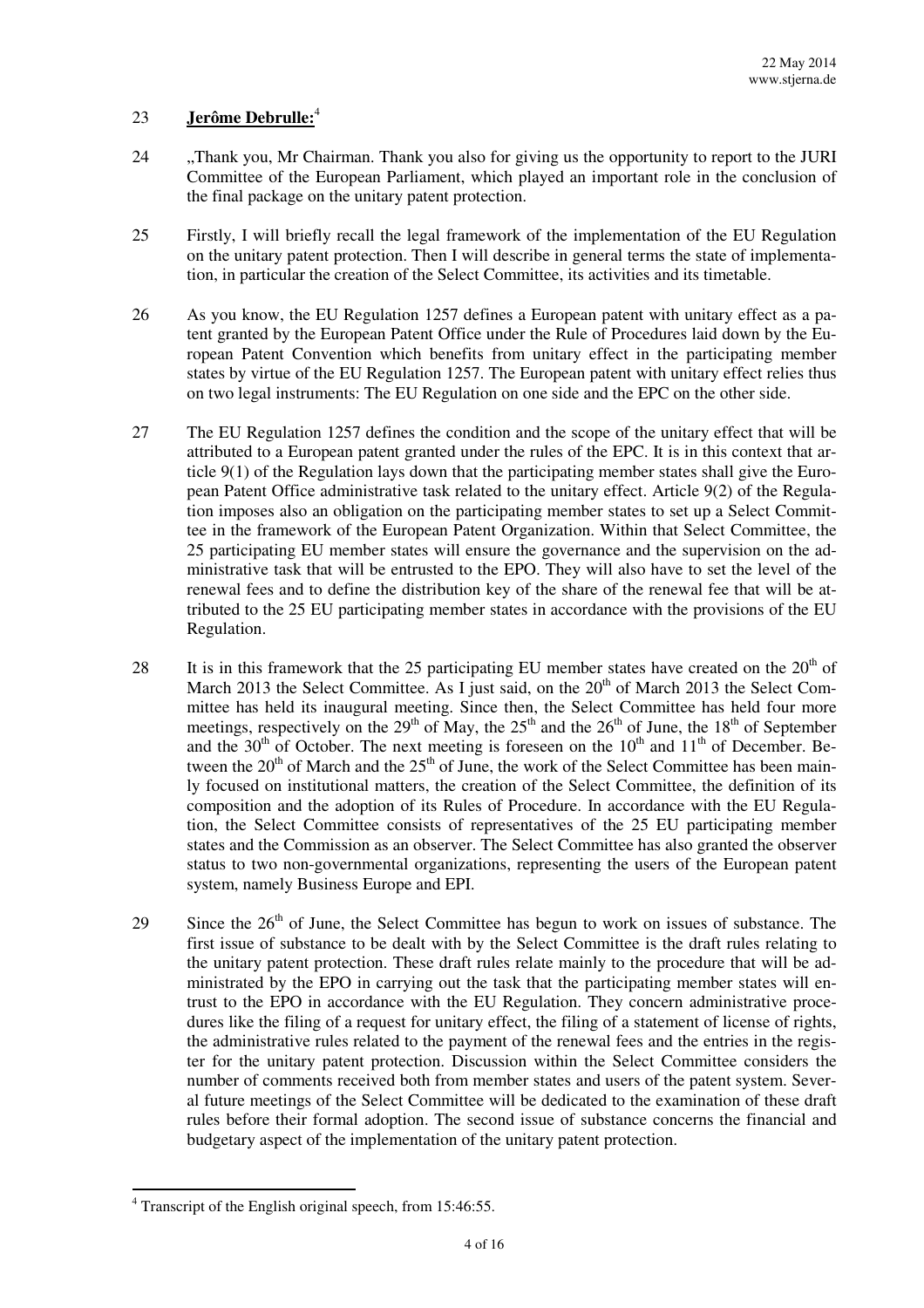23 **Jerôme Debrulle:**[4]

24 „Thank you, Mr Chairman. Thank you also for giving us the opportunity to report to the JURI Committee of the European Parliament, which played an important role in the conclusion of the final package on the unitary patent protection.

25 Firstly, I will briefly recall the legal framework of the implementation of the EU Regulation on the unitary patent protection. Then I will describe in general terms the state of implementation, in particular the creation of the Select Committee, its activities and its timetable.

26 As you know, the EU Regulation 1257 defines a European patent with unitary effect as a patent granted by the European Patent Office under the Rule of Procedures laid down by the European Patent Convention which benefits from unitary effect in the participating member states by virtue of the EU Regulation 1257. The European patent with unitary effect relies thus on two legal instruments: The EU Regulation on one side and the EPC on the other side.

27 The EU Regulation 1257 defines the condition and the scope of the unitary effect that will be attributed to a European patent granted under the rules of the EPC. It is in this context that article 9(1) of the Regulation lays down that the participating member states shall give the European Patent Office administrative task related to the unitary effect. Article 9(2) of the Regulation imposes also an obligation on the participating member states to set up a Select Committee in the framework of the European Patent Organization. Within that Select Committee, the 25 participating EU member states will ensure the governance and the supervision on the administrative task that will be entrusted to the EPO. They will also have to set the level of the renewal fees and to define the distribution key of the share of the renewal fee that will be attributed to the 25 EU participating member states in accordance with the provisions of the EU Regulation.

28 It is in this framework that the 25 participating EU member states have created on the 20th of March 2013 the Select Committee. As I just said, on the 20th of March 2013 the Select Committee has held its inaugural meeting. Since then, the Select Committee has held four more meetings, respectively on the 29th of May, the 25th and the 26th of June, the 18th of September and the 30th of October. The next meeting is foreseen on the 10th and 11th of December. Between the 20th of March and the 25th of June, the work of the Select Committee has been mainly focused on institutional matters, the creation of the Select Committee, the definition of its composition and the adoption of its Rules of Procedure. In accordance with the EU Regulation, the Select Committee consists of representatives of the 25 EU participating member states and the Commission as an observer. The Select Committee has also granted the observer status to two non-governmental organizations, representing the users of the European patent system, namely Business Europe and EPI.

29 Since the 26th of June, the Select Committee has begun to work on issues of substance. The first issue of substance to be dealt with by the Select Committee is the draft rules relating to the unitary patent protection. These draft rules relate mainly to the procedure that will be administrated by the EPO in carrying out the task that the participating member states will entrust to the EPO in accordance with the EU Regulation. They concern administrative procedures like the filing of a request for unitary effect, the filing of a statement of license of rights, the administrative rules related to the payment of the renewal fees and the entries in the register for the unitary patent protection. Discussion within the Select Committee considers the number of comments received both from member states and users of the patent system. Several future meetings of the Select Committee will be dedicated to the examination of these draft rules before their formal adoption. The second issue of substance concerns the financial and budgetary aspect of the implementation of the unitary patent protection.

[4] Transcript of the English original speech, from 15:46:55.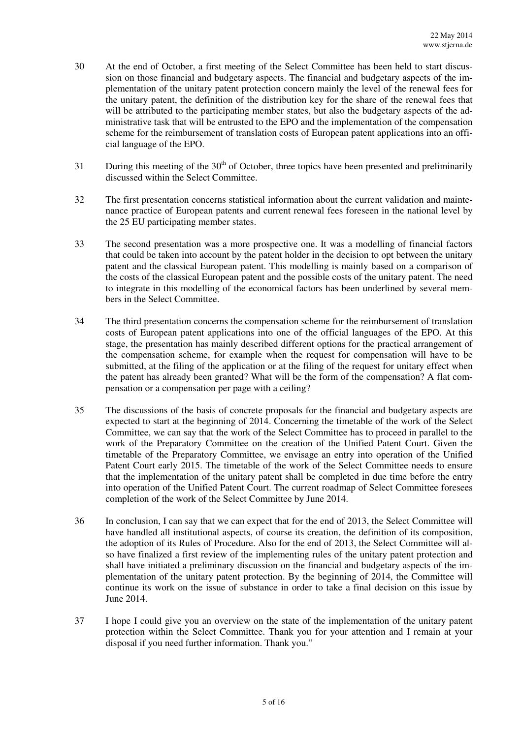30 At the end of October, a first meeting of the Select Committee has been held to start discussion on those financial and budgetary aspects. The financial and budgetary aspects of the implementation of the unitary patent protection concern mainly the level of the renewal fees for the unitary patent, the definition of the distribution key for the share of the renewal fees that will be attributed to the participating member states, but also the budgetary aspects of the administrative task that will be entrusted to the EPO and the implementation of the compensation scheme for the reimbursement of translation costs of European patent applications into an official language of the EPO.

31 During this meeting of the 30th of October, three topics have been presented and preliminarily discussed within the Select Committee.

32 The first presentation concerns statistical information about the current validation and maintenance practice of European patents and current renewal fees foreseen in the national level by the 25 EU participating member states.

33 The second presentation was a more prospective one. It was a modelling of financial factors that could be taken into account by the patent holder in the decision to opt between the unitary patent and the classical European patent. This modelling is mainly based on a comparison of the costs of the classical European patent and the possible costs of the unitary patent. The need to integrate in this modelling of the economical factors has been underlined by several members in the Select Committee.

34 The third presentation concerns the compensation scheme for the reimbursement of translation costs of European patent applications into one of the official languages of the EPO. At this stage, the presentation has mainly described different options for the practical arrangement of the compensation scheme, for example when the request for compensation will have to be submitted, at the filing of the application or at the filing of the request for unitary effect when the patent has already been granted? What will be the form of the compensation? A flat compensation or a compensation per page with a ceiling?

35 The discussions of the basis of concrete proposals for the financial and budgetary aspects are expected to start at the beginning of 2014. Concerning the timetable of the work of the Select Committee, we can say that the work of the Select Committee has to proceed in parallel to the work of the Preparatory Committee on the creation of the Unified Patent Court. Given the timetable of the Preparatory Committee, we envisage an entry into operation of the Unified Patent Court early 2015. The timetable of the work of the Select Committee needs to ensure that the implementation of the unitary patent shall be completed in due time before the entry into operation of the Unified Patent Court. The current roadmap of Select Committee foresees completion of the work of the Select Committee by June 2014.

36 In conclusion, I can say that we can expect that for the end of 2013, the Select Committee will have handled all institutional aspects, of course its creation, the definition of its composition, the adoption of its Rules of Procedure. Also for the end of 2013, the Select Committee will also have finalized a first review of the implementing rules of the unitary patent protection and shall have initiated a preliminary discussion on the financial and budgetary aspects of the implementation of the unitary patent protection. By the beginning of 2014, the Committee will continue its work on the issue of substance in order to take a final decision on this issue by June 2014.

37 I hope I could give you an overview on the state of the implementation of the unitary patent protection within the Select Committee. Thank you for your attention and I remain at your disposal if you need further information. Thank you."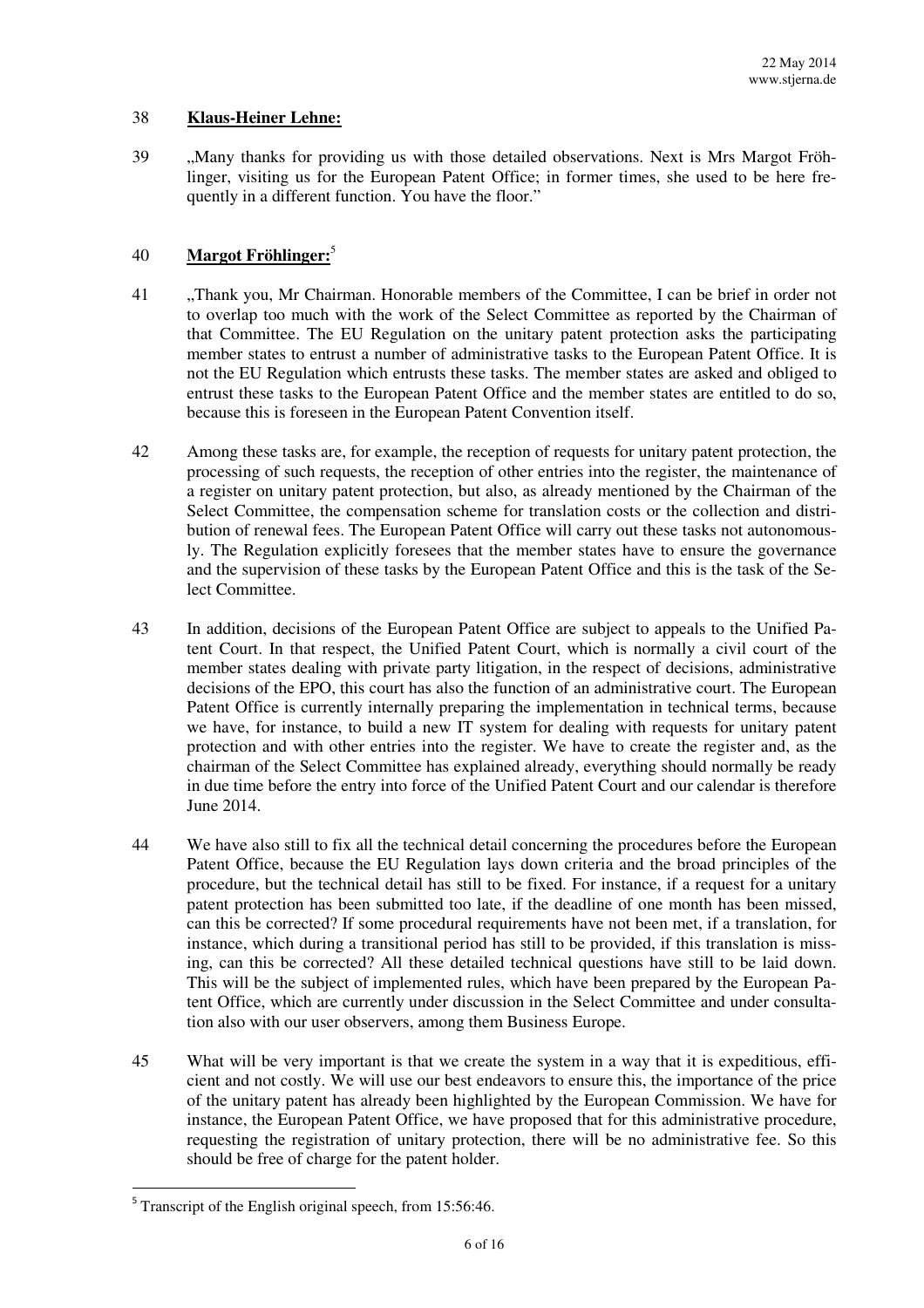38 **Klaus-Heiner Lehne:**

39 „Many thanks for providing us with those detailed observations. Next is Mrs Margot Fröhlinger, visiting us for the European Patent Office; in former times, she used to be here frequently in a different function. You have the floor."

40 **Margot Fröhlinger:**[5]

41 „Thank you, Mr Chairman. Honorable members of the Committee, I can be brief in order not to overlap too much with the work of the Select Committee as reported by the Chairman of that Committee. The EU Regulation on the unitary patent protection asks the participating member states to entrust a number of administrative tasks to the European Patent Office. It is not the EU Regulation which entrusts these tasks. The member states are asked and obliged to entrust these tasks to the European Patent Office and the member states are entitled to do so, because this is foreseen in the European Patent Convention itself.

42 Among these tasks are, for example, the reception of requests for unitary patent protection, the processing of such requests, the reception of other entries into the register, the maintenance of a register on unitary patent protection, but also, as already mentioned by the Chairman of the Select Committee, the compensation scheme for translation costs or the collection and distribution of renewal fees. The European Patent Office will carry out these tasks not autonomously. The Regulation explicitly foresees that the member states have to ensure the governance and the supervision of these tasks by the European Patent Office and this is the task of the Select Committee.

43 In addition, decisions of the European Patent Office are subject to appeals to the Unified Patent Court. In that respect, the Unified Patent Court, which is normally a civil court of the member states dealing with private party litigation, in the respect of decisions, administrative decisions of the EPO, this court has also the function of an administrative court. The European Patent Office is currently internally preparing the implementation in technical terms, because we have, for instance, to build a new IT system for dealing with requests for unitary patent protection and with other entries into the register. We have to create the register and, as the chairman of the Select Committee has explained already, everything should normally be ready in due time before the entry into force of the Unified Patent Court and our calendar is therefore June 2014.

44 We have also still to fix all the technical detail concerning the procedures before the European Patent Office, because the EU Regulation lays down criteria and the broad principles of the procedure, but the technical detail has still to be fixed. For instance, if a request for a unitary patent protection has been submitted too late, if the deadline of one month has been missed, can this be corrected? If some procedural requirements have not been met, if a translation, for instance, which during a transitional period has still to be provided, if this translation is missing, can this be corrected? All these detailed technical questions have still to be laid down. This will be the subject of implemented rules, which have been prepared by the European Patent Office, which are currently under discussion in the Select Committee and under consultation also with our user observers, among them Business Europe.

45 What will be very important is that we create the system in a way that it is expeditious, efficient and not costly. We will use our best endeavors to ensure this, the importance of the price of the unitary patent has already been highlighted by the European Commission. We have for instance, the European Patent Office, we have proposed that for this administrative procedure, requesting the registration of unitary protection, there will be no administrative fee. So this should be free of charge for the patent holder.

---

[5] Transcript of the English original speech, from 15:56:46.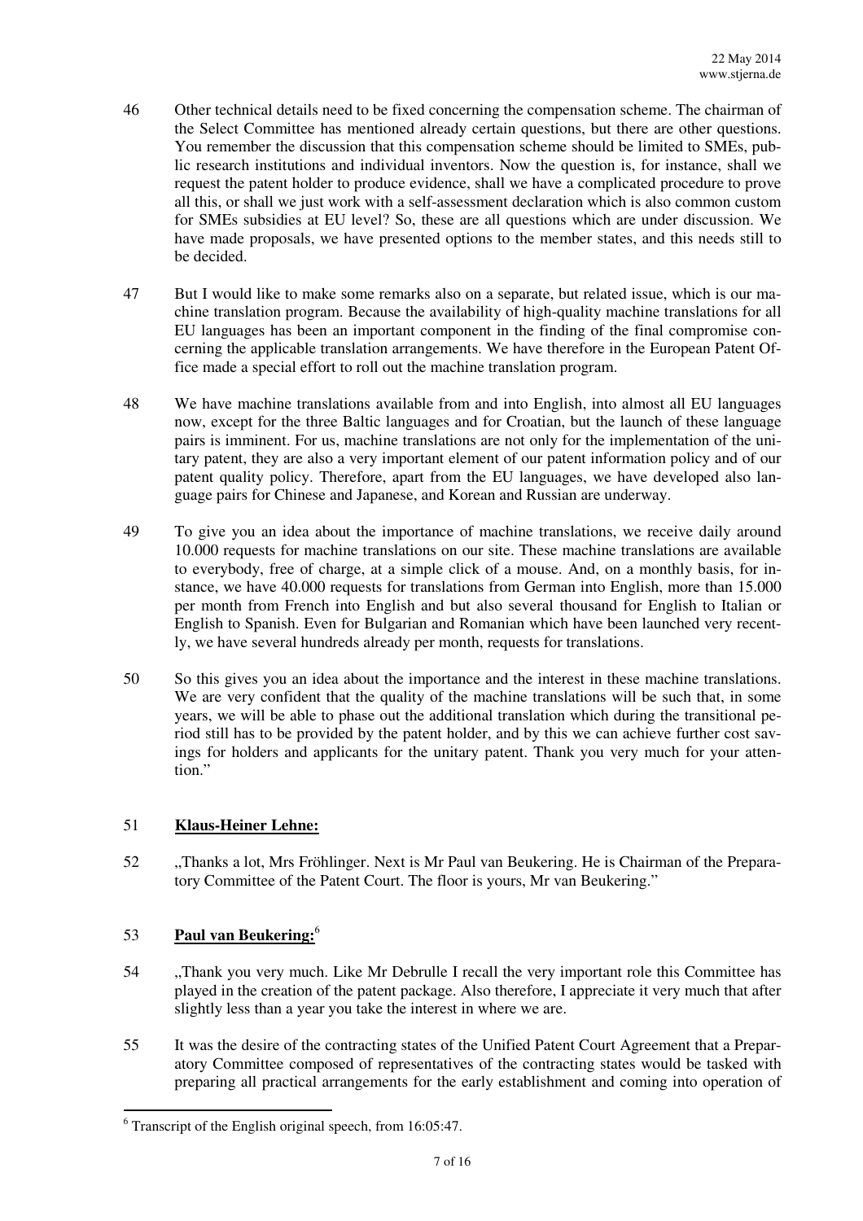46 Other technical details need to be fixed concerning the compensation scheme. The chairman of the Select Committee has mentioned already certain questions, but there are other questions. You remember the discussion that this compensation scheme should be limited to SMEs, public research institutions and individual inventors. Now the question is, for instance, shall we request the patent holder to produce evidence, shall we have a complicated procedure to prove all this, or shall we just work with a self-assessment declaration which is also common custom for SMEs subsidies at EU level? So, these are all questions which are under discussion. We have made proposals, we have presented options to the member states, and this needs still to be decided.

47 But I would like to make some remarks also on a separate, but related issue, which is our machine translation program. Because the availability of high-quality machine translations for all EU languages has been an important component in the finding of the final compromise concerning the applicable translation arrangements. We have therefore in the European Patent Office made a special effort to roll out the machine translation program.

48 We have machine translations available from and into English, into almost all EU languages now, except for the three Baltic languages and for Croatian, but the launch of these language pairs is imminent. For us, machine translations are not only for the implementation of the unitary patent, they are also a very important element of our patent information policy and of our patent quality policy. Therefore, apart from the EU languages, we have developed also language pairs for Chinese and Japanese, and Korean and Russian are underway.

49 To give you an idea about the importance of machine translations, we receive daily around 10.000 requests for machine translations on our site. These machine translations are available to everybody, free of charge, at a simple click of a mouse. And, on a monthly basis, for instance, we have 40.000 requests for translations from German into English, more than 15.000 per month from French into English and but also several thousand for English to Italian or English to Spanish. Even for Bulgarian and Romanian which have been launched very recently, we have several hundreds already per month, requests for translations.

50 So this gives you an idea about the importance and the interest in these machine translations. We are very confident that the quality of the machine translations will be such that, in some years, we will be able to phase out the additional translation which during the transitional period still has to be provided by the patent holder, and by this we can achieve further cost savings for holders and applicants for the unitary patent. Thank you very much for your attention."

51 **Klaus-Heiner Lehne:**

52 „Thanks a lot, Mrs Fröhlinger. Next is Mr Paul van Beukering. He is Chairman of the Preparatory Committee of the Patent Court. The floor is yours, Mr van Beukering."

53 **Paul van Beukering:**[6]

54 „Thank you very much. Like Mr Debrulle I recall the very important role this Committee has played in the creation of the patent package. Also therefore, I appreciate it very much that after slightly less than a year you take the interest in where we are.

55 It was the desire of the contracting states of the Unified Patent Court Agreement that a Preparatory Committee composed of representatives of the contracting states would be tasked with preparing all practical arrangements for the early establishment and coming into operation of

---

[6] Transcript of the English original speech, from 16:05:47.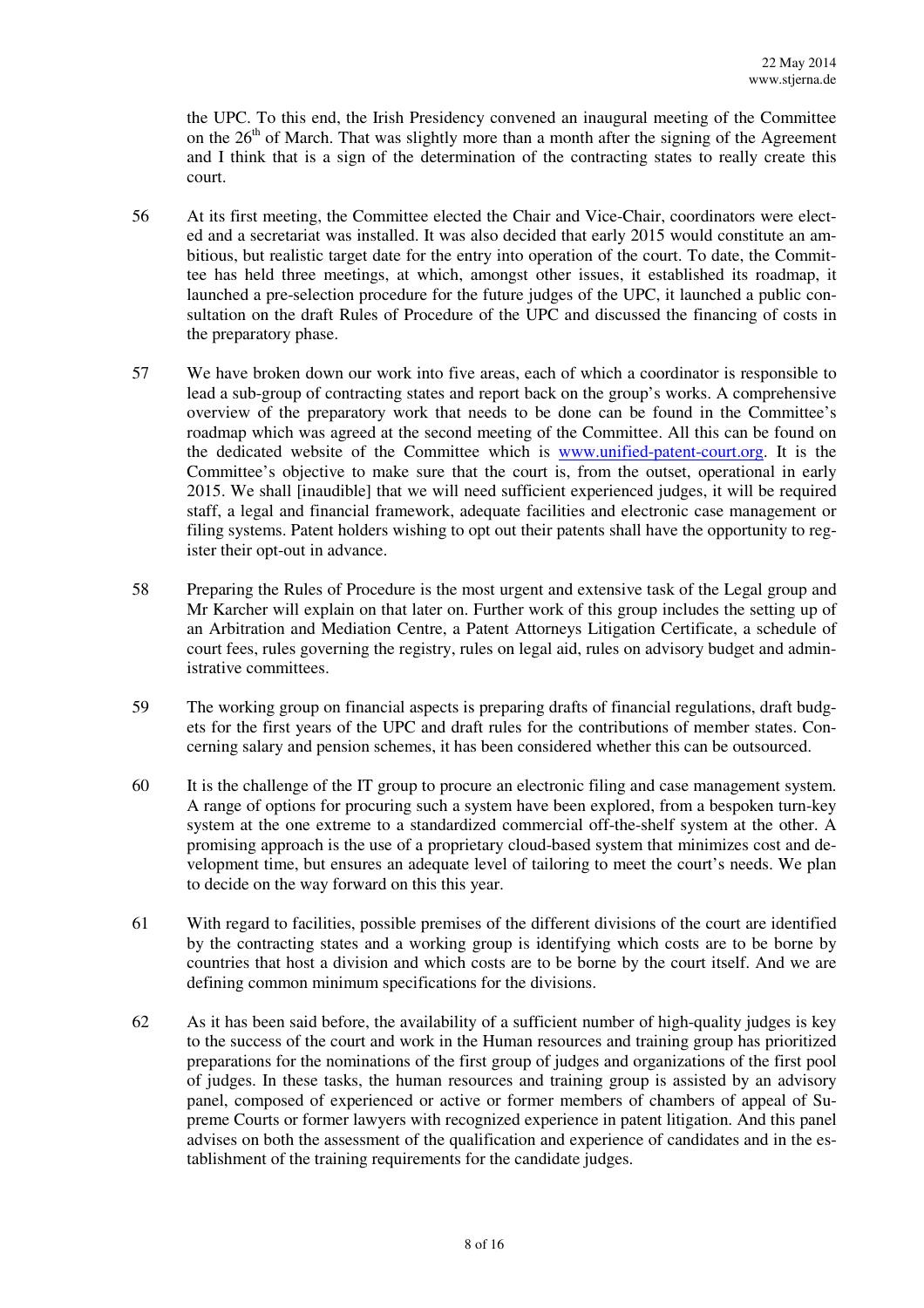the UPC. To this end, the Irish Presidency convened an inaugural meeting of the Committee on the 26th of March. That was slightly more than a month after the signing of the Agreement and I think that is a sign of the determination of the contracting states to really create this court.

56 At its first meeting, the Committee elected the Chair and Vice-Chair, coordinators were elected and a secretariat was installed. It was also decided that early 2015 would constitute an ambitious, but realistic target date for the entry into operation of the court. To date, the Committee has held three meetings, at which, amongst other issues, it established its roadmap, it launched a pre-selection procedure for the future judges of the UPC, it launched a public consultation on the draft Rules of Procedure of the UPC and discussed the financing of costs in the preparatory phase.

57 We have broken down our work into five areas, each of which a coordinator is responsible to lead a sub-group of contracting states and report back on the group's works. A comprehensive overview of the preparatory work that needs to be done can be found in the Committee's roadmap which was agreed at the second meeting of the Committee. All this can be found on the dedicated website of the Committee which is www.unified-patent-court.org. It is the Committee's objective to make sure that the court is, from the outset, operational in early 2015. We shall [inaudible] that we will need sufficient experienced judges, it will be required staff, a legal and financial framework, adequate facilities and electronic case management or filing systems. Patent holders wishing to opt out their patents shall have the opportunity to register their opt-out in advance.

58 Preparing the Rules of Procedure is the most urgent and extensive task of the Legal group and Mr Karcher will explain on that later on. Further work of this group includes the setting up of an Arbitration and Mediation Centre, a Patent Attorneys Litigation Certificate, a schedule of court fees, rules governing the registry, rules on legal aid, rules on advisory budget and administrative committees.

59 The working group on financial aspects is preparing drafts of financial regulations, draft budgets for the first years of the UPC and draft rules for the contributions of member states. Concerning salary and pension schemes, it has been considered whether this can be outsourced.

60 It is the challenge of the IT group to procure an electronic filing and case management system. A range of options for procuring such a system have been explored, from a bespoken turn-key system at the one extreme to a standardized commercial off-the-shelf system at the other. A promising approach is the use of a proprietary cloud-based system that minimizes cost and development time, but ensures an adequate level of tailoring to meet the court's needs. We plan to decide on the way forward on this this year.

61 With regard to facilities, possible premises of the different divisions of the court are identified by the contracting states and a working group is identifying which costs are to be borne by countries that host a division and which costs are to be borne by the court itself. And we are defining common minimum specifications for the divisions.

62 As it has been said before, the availability of a sufficient number of high-quality judges is key to the success of the court and work in the Human resources and training group has prioritized preparations for the nominations of the first group of judges and organizations of the first pool of judges. In these tasks, the human resources and training group is assisted by an advisory panel, composed of experienced or active or former members of chambers of appeal of Supreme Courts or former lawyers with recognized experience in patent litigation. And this panel advises on both the assessment of the qualification and experience of candidates and in the establishment of the training requirements for the candidate judges.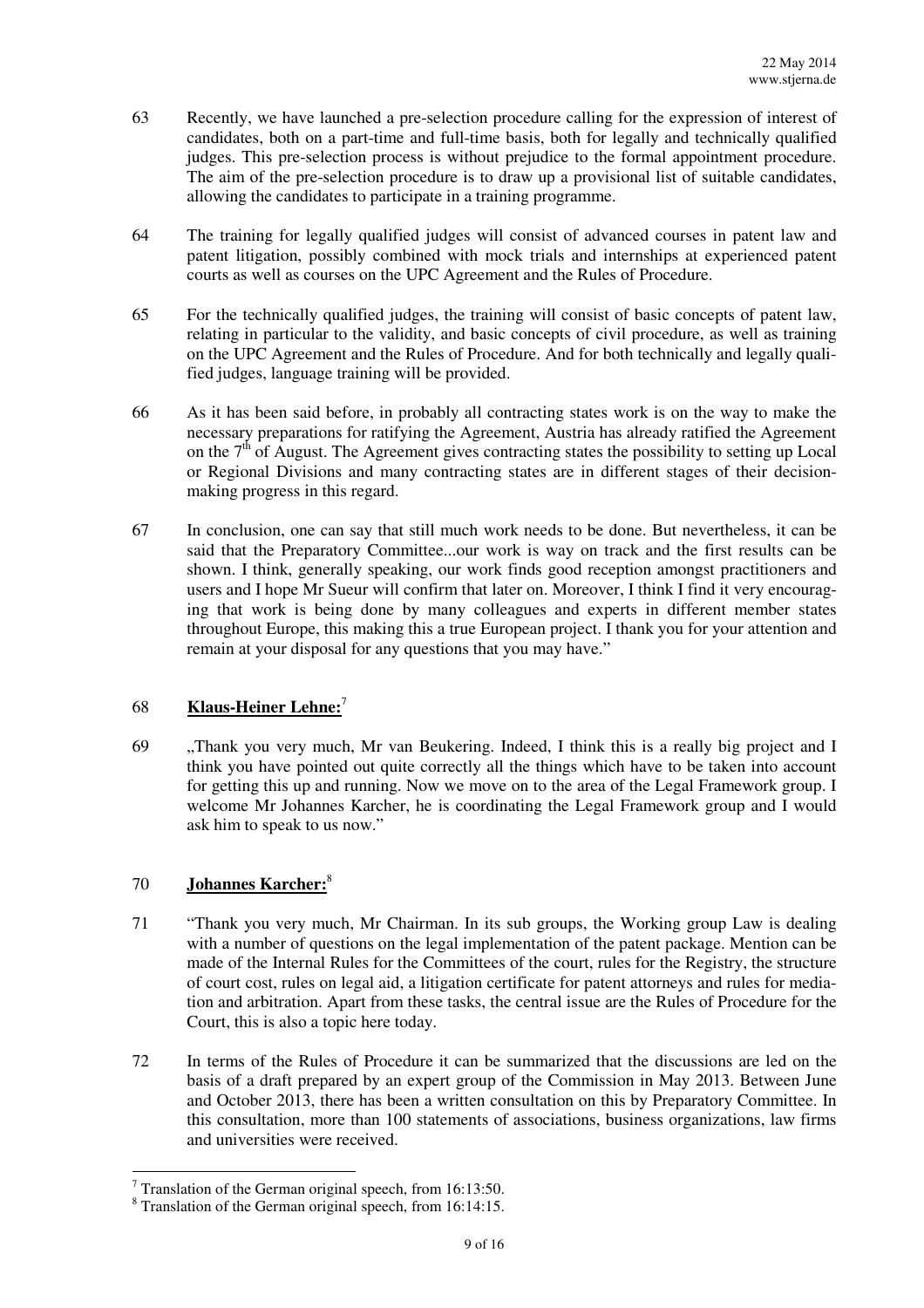63 Recently, we have launched a pre-selection procedure calling for the expression of interest of candidates, both on a part-time and full-time basis, both for legally and technically qualified judges. This pre-selection process is without prejudice to the formal appointment procedure. The aim of the pre-selection procedure is to draw up a provisional list of suitable candidates, allowing the candidates to participate in a training programme.

64 The training for legally qualified judges will consist of advanced courses in patent law and patent litigation, possibly combined with mock trials and internships at experienced patent courts as well as courses on the UPC Agreement and the Rules of Procedure.

65 For the technically qualified judges, the training will consist of basic concepts of patent law, relating in particular to the validity, and basic concepts of civil procedure, as well as training on the UPC Agreement and the Rules of Procedure. And for both technically and legally qualified judges, language training will be provided.

66 As it has been said before, in probably all contracting states work is on the way to make the necessary preparations for ratifying the Agreement, Austria has already ratified the Agreement on the 7th of August. The Agreement gives contracting states the possibility to setting up Local or Regional Divisions and many contracting states are in different stages of their decision-making progress in this regard.

67 In conclusion, one can say that still much work needs to be done. But nevertheless, it can be said that the Preparatory Committee...our work is way on track and the first results can be shown. I think, generally speaking, our work finds good reception amongst practitioners and users and I hope Mr Sueur will confirm that later on. Moreover, I think I find it very encouraging that work is being done by many colleagues and experts in different member states throughout Europe, this making this a true European project. I thank you for your attention and remain at your disposal for any questions that you may have."

68 **Klaus-Heiner Lehne:**[7]

69 „Thank you very much, Mr van Beukering. Indeed, I think this is a really big project and I think you have pointed out quite correctly all the things which have to be taken into account for getting this up and running. Now we move on to the area of the Legal Framework group. I welcome Mr Johannes Karcher, he is coordinating the Legal Framework group and I would ask him to speak to us now."

70 **Johannes Karcher:**[8]

71 "Thank you very much, Mr Chairman. In its sub groups, the Working group Law is dealing with a number of questions on the legal implementation of the patent package. Mention can be made of the Internal Rules for the Committees of the court, rules for the Registry, the structure of court cost, rules on legal aid, a litigation certificate for patent attorneys and rules for mediation and arbitration. Apart from these tasks, the central issue are the Rules of Procedure for the Court, this is also a topic here today.

72 In terms of the Rules of Procedure it can be summarized that the discussions are led on the basis of a draft prepared by an expert group of the Commission in May 2013. Between June and October 2013, there has been a written consultation on this by Preparatory Committee. In this consultation, more than 100 statements of associations, business organizations, law firms and universities were received.

---

[7] Translation of the German original speech, from 16:13:50.

[8] Translation of the German original speech, from 16:14:15.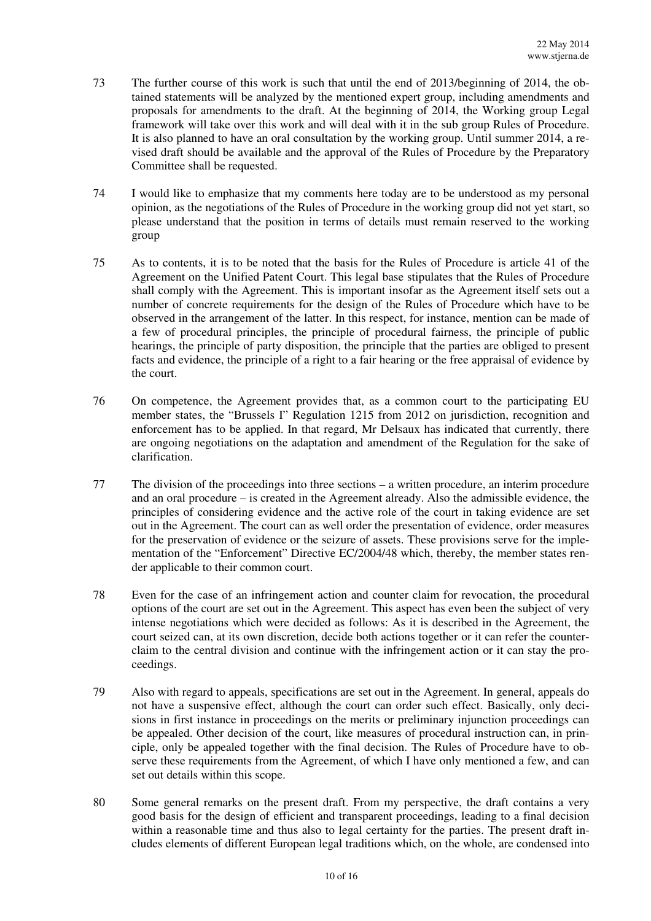73 The further course of this work is such that until the end of 2013/beginning of 2014, the obtained statements will be analyzed by the mentioned expert group, including amendments and proposals for amendments to the draft. At the beginning of 2014, the Working group Legal framework will take over this work and will deal with it in the sub group Rules of Procedure. It is also planned to have an oral consultation by the working group. Until summer 2014, a revised draft should be available and the approval of the Rules of Procedure by the Preparatory Committee shall be requested.

74 I would like to emphasize that my comments here today are to be understood as my personal opinion, as the negotiations of the Rules of Procedure in the working group did not yet start, so please understand that the position in terms of details must remain reserved to the working group

75 As to contents, it is to be noted that the basis for the Rules of Procedure is article 41 of the Agreement on the Unified Patent Court. This legal base stipulates that the Rules of Procedure shall comply with the Agreement. This is important insofar as the Agreement itself sets out a number of concrete requirements for the design of the Rules of Procedure which have to be observed in the arrangement of the latter. In this respect, for instance, mention can be made of a few of procedural principles, the principle of procedural fairness, the principle of public hearings, the principle of party disposition, the principle that the parties are obliged to present facts and evidence, the principle of a right to a fair hearing or the free appraisal of evidence by the court.

76 On competence, the Agreement provides that, as a common court to the participating EU member states, the "Brussels I" Regulation 1215 from 2012 on jurisdiction, recognition and enforcement has to be applied. In that regard, Mr Delsaux has indicated that currently, there are ongoing negotiations on the adaptation and amendment of the Regulation for the sake of clarification.

77 The division of the proceedings into three sections – a written procedure, an interim procedure and an oral procedure – is created in the Agreement already. Also the admissible evidence, the principles of considering evidence and the active role of the court in taking evidence are set out in the Agreement. The court can as well order the presentation of evidence, order measures for the preservation of evidence or the seizure of assets. These provisions serve for the implementation of the "Enforcement" Directive EC/2004/48 which, thereby, the member states render applicable to their common court.

78 Even for the case of an infringement action and counter claim for revocation, the procedural options of the court are set out in the Agreement. This aspect has even been the subject of very intense negotiations which were decided as follows: As it is described in the Agreement, the court seized can, at its own discretion, decide both actions together or it can refer the counterclaim to the central division and continue with the infringement action or it can stay the proceedings.

79 Also with regard to appeals, specifications are set out in the Agreement. In general, appeals do not have a suspensive effect, although the court can order such effect. Basically, only decisions in first instance in proceedings on the merits or preliminary injunction proceedings can be appealed. Other decision of the court, like measures of procedural instruction can, in principle, only be appealed together with the final decision. The Rules of Procedure have to observe these requirements from the Agreement, of which I have only mentioned a few, and can set out details within this scope.

80 Some general remarks on the present draft. From my perspective, the draft contains a very good basis for the design of efficient and transparent proceedings, leading to a final decision within a reasonable time and thus also to legal certainty for the parties. The present draft includes elements of different European legal traditions which, on the whole, are condensed into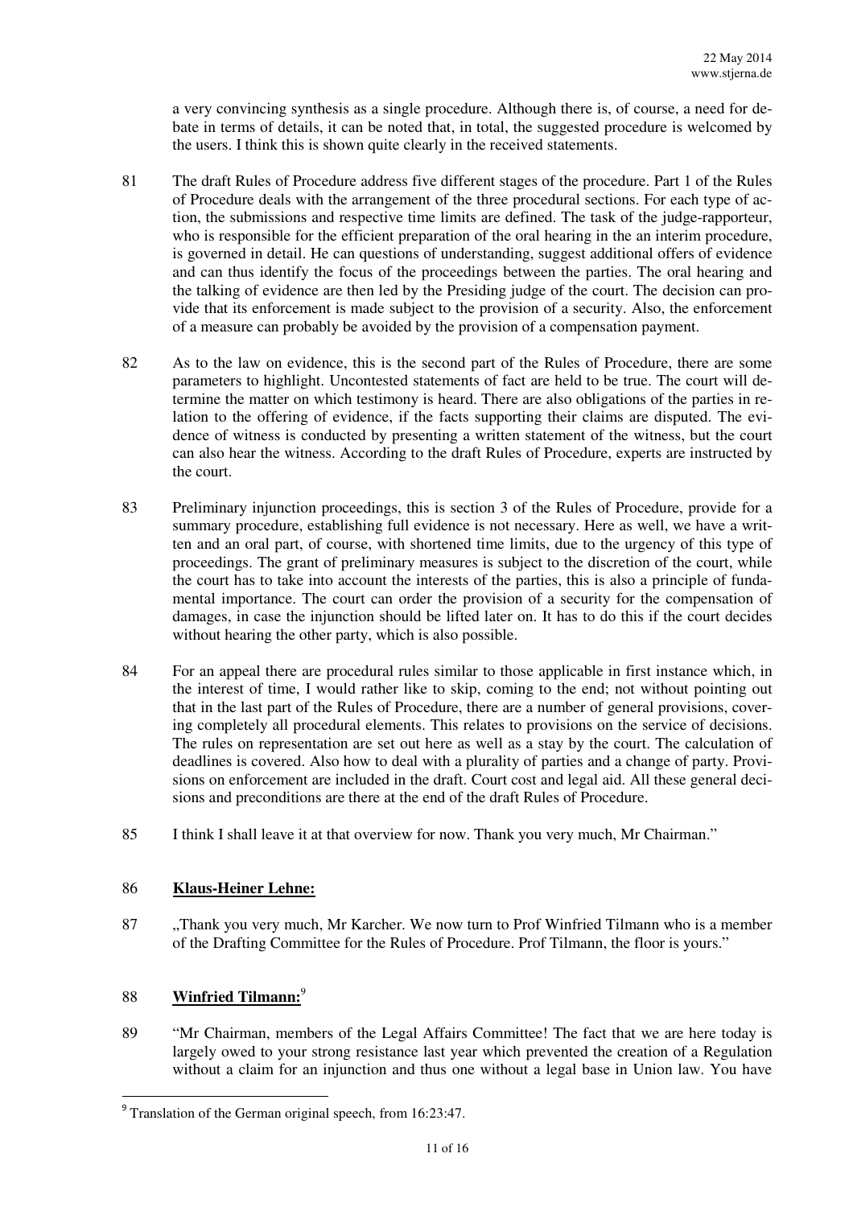a very convincing synthesis as a single procedure. Although there is, of course, a need for debate in terms of details, it can be noted that, in total, the suggested procedure is welcomed by the users. I think this is shown quite clearly in the received statements.

81 The draft Rules of Procedure address five different stages of the procedure. Part 1 of the Rules of Procedure deals with the arrangement of the three procedural sections. For each type of action, the submissions and respective time limits are defined. The task of the judge-rapporteur, who is responsible for the efficient preparation of the oral hearing in the an interim procedure, is governed in detail. He can questions of understanding, suggest additional offers of evidence and can thus identify the focus of the proceedings between the parties. The oral hearing and the talking of evidence are then led by the Presiding judge of the court. The decision can provide that its enforcement is made subject to the provision of a security. Also, the enforcement of a measure can probably be avoided by the provision of a compensation payment.

82 As to the law on evidence, this is the second part of the Rules of Procedure, there are some parameters to highlight. Uncontested statements of fact are held to be true. The court will determine the matter on which testimony is heard. There are also obligations of the parties in relation to the offering of evidence, if the facts supporting their claims are disputed. The evidence of witness is conducted by presenting a written statement of the witness, but the court can also hear the witness. According to the draft Rules of Procedure, experts are instructed by the court.

83 Preliminary injunction proceedings, this is section 3 of the Rules of Procedure, provide for a summary procedure, establishing full evidence is not necessary. Here as well, we have a written and an oral part, of course, with shortened time limits, due to the urgency of this type of proceedings. The grant of preliminary measures is subject to the discretion of the court, while the court has to take into account the interests of the parties, this is also a principle of fundamental importance. The court can order the provision of a security for the compensation of damages, in case the injunction should be lifted later on. It has to do this if the court decides without hearing the other party, which is also possible.

84 For an appeal there are procedural rules similar to those applicable in first instance which, in the interest of time, I would rather like to skip, coming to the end; not without pointing out that in the last part of the Rules of Procedure, there are a number of general provisions, covering completely all procedural elements. This relates to provisions on the service of decisions. The rules on representation are set out here as well as a stay by the court. The calculation of deadlines is covered. Also how to deal with a plurality of parties and a change of party. Provisions on enforcement are included in the draft. Court cost and legal aid. All these general decisions and preconditions are there at the end of the draft Rules of Procedure.

85 I think I shall leave it at that overview for now. Thank you very much, Mr Chairman."

86 **Klaus-Heiner Lehne:**

87 „Thank you very much, Mr Karcher. We now turn to Prof Winfried Tilmann who is a member of the Drafting Committee for the Rules of Procedure. Prof Tilmann, the floor is yours."

88 **Winfried Tilmann:**[9]

89 "Mr Chairman, members of the Legal Affairs Committee! The fact that we are here today is largely owed to your strong resistance last year which prevented the creation of a Regulation without a claim for an injunction and thus one without a legal base in Union law. You have

[9] Translation of the German original speech, from 16:23:47.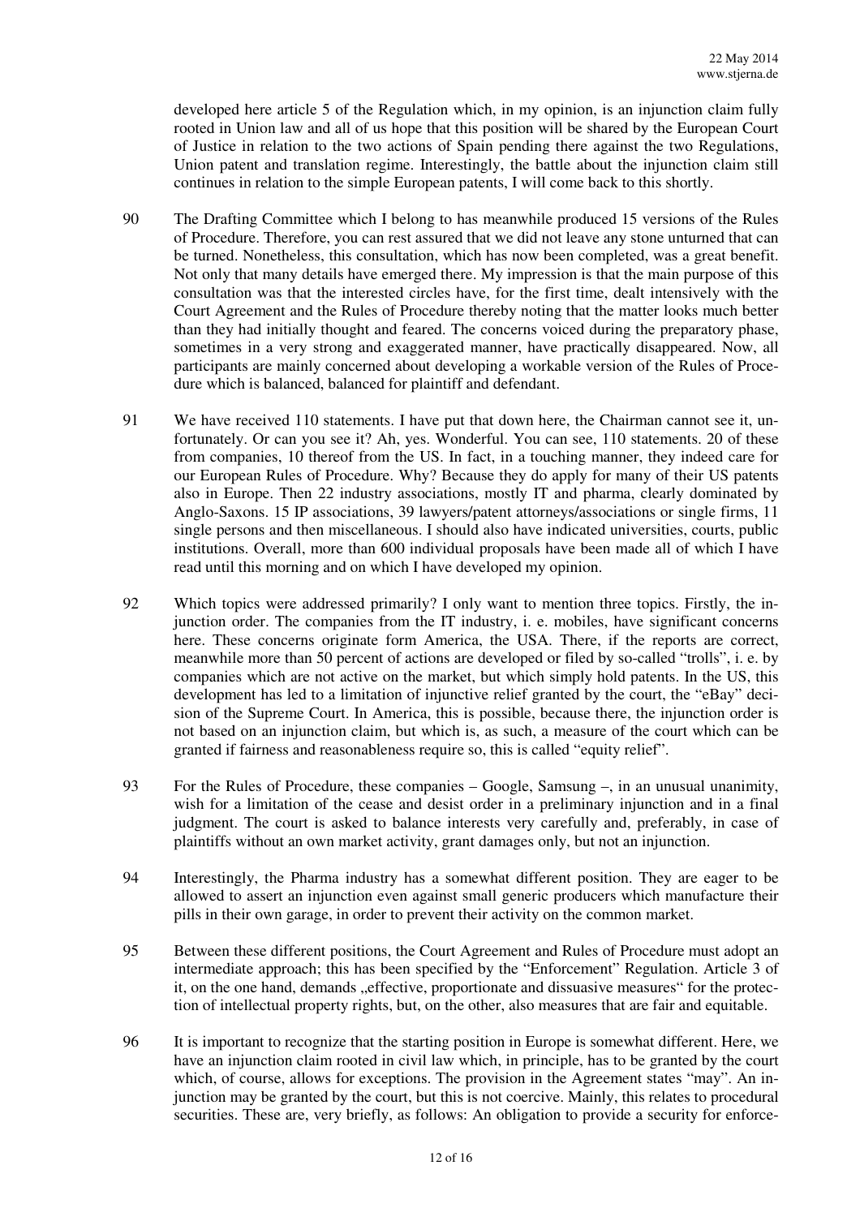developed here article 5 of the Regulation which, in my opinion, is an injunction claim fully rooted in Union law and all of us hope that this position will be shared by the European Court of Justice in relation to the two actions of Spain pending there against the two Regulations, Union patent and translation regime. Interestingly, the battle about the injunction claim still continues in relation to the simple European patents, I will come back to this shortly.

90 The Drafting Committee which I belong to has meanwhile produced 15 versions of the Rules of Procedure. Therefore, you can rest assured that we did not leave any stone unturned that can be turned. Nonetheless, this consultation, which has now been completed, was a great benefit. Not only that many details have emerged there. My impression is that the main purpose of this consultation was that the interested circles have, for the first time, dealt intensively with the Court Agreement and the Rules of Procedure thereby noting that the matter looks much better than they had initially thought and feared. The concerns voiced during the preparatory phase, sometimes in a very strong and exaggerated manner, have practically disappeared. Now, all participants are mainly concerned about developing a workable version of the Rules of Procedure which is balanced, balanced for plaintiff and defendant.

91 We have received 110 statements. I have put that down here, the Chairman cannot see it, unfortunately. Or can you see it? Ah, yes. Wonderful. You can see, 110 statements. 20 of these from companies, 10 thereof from the US. In fact, in a touching manner, they indeed care for our European Rules of Procedure. Why? Because they do apply for many of their US patents also in Europe. Then 22 industry associations, mostly IT and pharma, clearly dominated by Anglo-Saxons. 15 IP associations, 39 lawyers/patent attorneys/associations or single firms, 11 single persons and then miscellaneous. I should also have indicated universities, courts, public institutions. Overall, more than 600 individual proposals have been made all of which I have read until this morning and on which I have developed my opinion.

92 Which topics were addressed primarily? I only want to mention three topics. Firstly, the injunction order. The companies from the IT industry, i. e. mobiles, have significant concerns here. These concerns originate form America, the USA. There, if the reports are correct, meanwhile more than 50 percent of actions are developed or filed by so-called "trolls", i. e. by companies which are not active on the market, but which simply hold patents. In the US, this development has led to a limitation of injunctive relief granted by the court, the "eBay" decision of the Supreme Court. In America, this is possible, because there, the injunction order is not based on an injunction claim, but which is, as such, a measure of the court which can be granted if fairness and reasonableness require so, this is called "equity relief".

93 For the Rules of Procedure, these companies – Google, Samsung –, in an unusual unanimity, wish for a limitation of the cease and desist order in a preliminary injunction and in a final judgment. The court is asked to balance interests very carefully and, preferably, in case of plaintiffs without an own market activity, grant damages only, but not an injunction.

94 Interestingly, the Pharma industry has a somewhat different position. They are eager to be allowed to assert an injunction even against small generic producers which manufacture their pills in their own garage, in order to prevent their activity on the common market.

95 Between these different positions, the Court Agreement and Rules of Procedure must adopt an intermediate approach; this has been specified by the "Enforcement" Regulation. Article 3 of it, on the one hand, demands „effective, proportionate and dissuasive measures" for the protection of intellectual property rights, but, on the other, also measures that are fair and equitable.

96 It is important to recognize that the starting position in Europe is somewhat different. Here, we have an injunction claim rooted in civil law which, in principle, has to be granted by the court which, of course, allows for exceptions. The provision in the Agreement states "may". An injunction may be granted by the court, but this is not coercive. Mainly, this relates to procedural securities. These are, very briefly, as follows: An obligation to provide a security for enforce-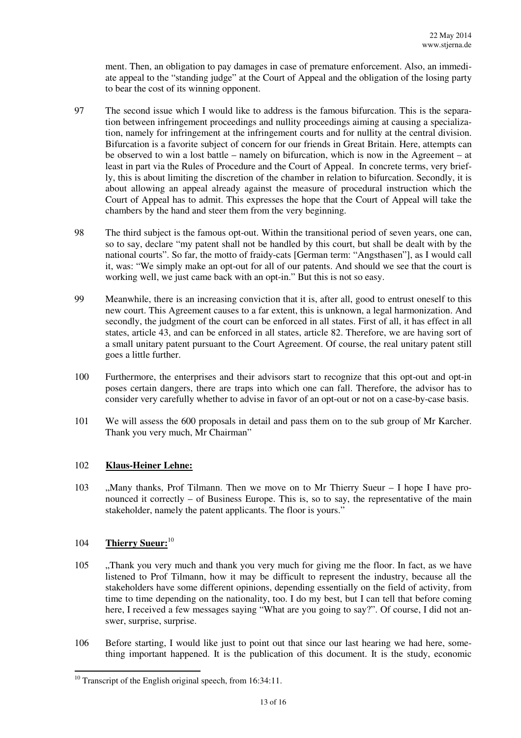ment. Then, an obligation to pay damages in case of premature enforcement. Also, an immediate appeal to the "standing judge" at the Court of Appeal and the obligation of the losing party to bear the cost of its winning opponent.

97 The second issue which I would like to address is the famous bifurcation. This is the separation between infringement proceedings and nullity proceedings aiming at causing a specialization, namely for infringement at the infringement courts and for nullity at the central division. Bifurcation is a favorite subject of concern for our friends in Great Britain. Here, attempts can be observed to win a lost battle – namely on bifurcation, which is now in the Agreement – at least in part via the Rules of Procedure and the Court of Appeal. In concrete terms, very briefly, this is about limiting the discretion of the chamber in relation to bifurcation. Secondly, it is about allowing an appeal already against the measure of procedural instruction which the Court of Appeal has to admit. This expresses the hope that the Court of Appeal will take the chambers by the hand and steer them from the very beginning.

98 The third subject is the famous opt-out. Within the transitional period of seven years, one can, so to say, declare "my patent shall not be handled by this court, but shall be dealt with by the national courts". So far, the motto of fraidy-cats [German term: "Angsthasen"], as I would call it, was: "We simply make an opt-out for all of our patents. And should we see that the court is working well, we just came back with an opt-in." But this is not so easy.

99 Meanwhile, there is an increasing conviction that it is, after all, good to entrust oneself to this new court. This Agreement causes to a far extent, this is unknown, a legal harmonization. And secondly, the judgment of the court can be enforced in all states. First of all, it has effect in all states, article 43, and can be enforced in all states, article 82. Therefore, we are having sort of a small unitary patent pursuant to the Court Agreement. Of course, the real unitary patent still goes a little further.

100 Furthermore, the enterprises and their advisors start to recognize that this opt-out and opt-in poses certain dangers, there are traps into which one can fall. Therefore, the advisor has to consider very carefully whether to advise in favor of an opt-out or not on a case-by-case basis.

101 We will assess the 600 proposals in detail and pass them on to the sub group of Mr Karcher. Thank you very much, Mr Chairman"

102 **Klaus-Heiner Lehne:**

103 „Many thanks, Prof Tilmann. Then we move on to Mr Thierry Sueur – I hope I have pronounced it correctly – of Business Europe. This is, so to say, the representative of the main stakeholder, namely the patent applicants. The floor is yours."

104 **Thierry Sueur:**[10]

105 „Thank you very much and thank you very much for giving me the floor. In fact, as we have listened to Prof Tilmann, how it may be difficult to represent the industry, because all the stakeholders have some different opinions, depending essentially on the field of activity, from time to time depending on the nationality, too. I do my best, but I can tell that before coming here, I received a few messages saying "What are you going to say?". Of course, I did not answer, surprise, surprise.

106 Before starting, I would like just to point out that since our last hearing we had here, something important happened. It is the publication of this document. It is the study, economic

---

[10] Transcript of the English original speech, from 16:34:11.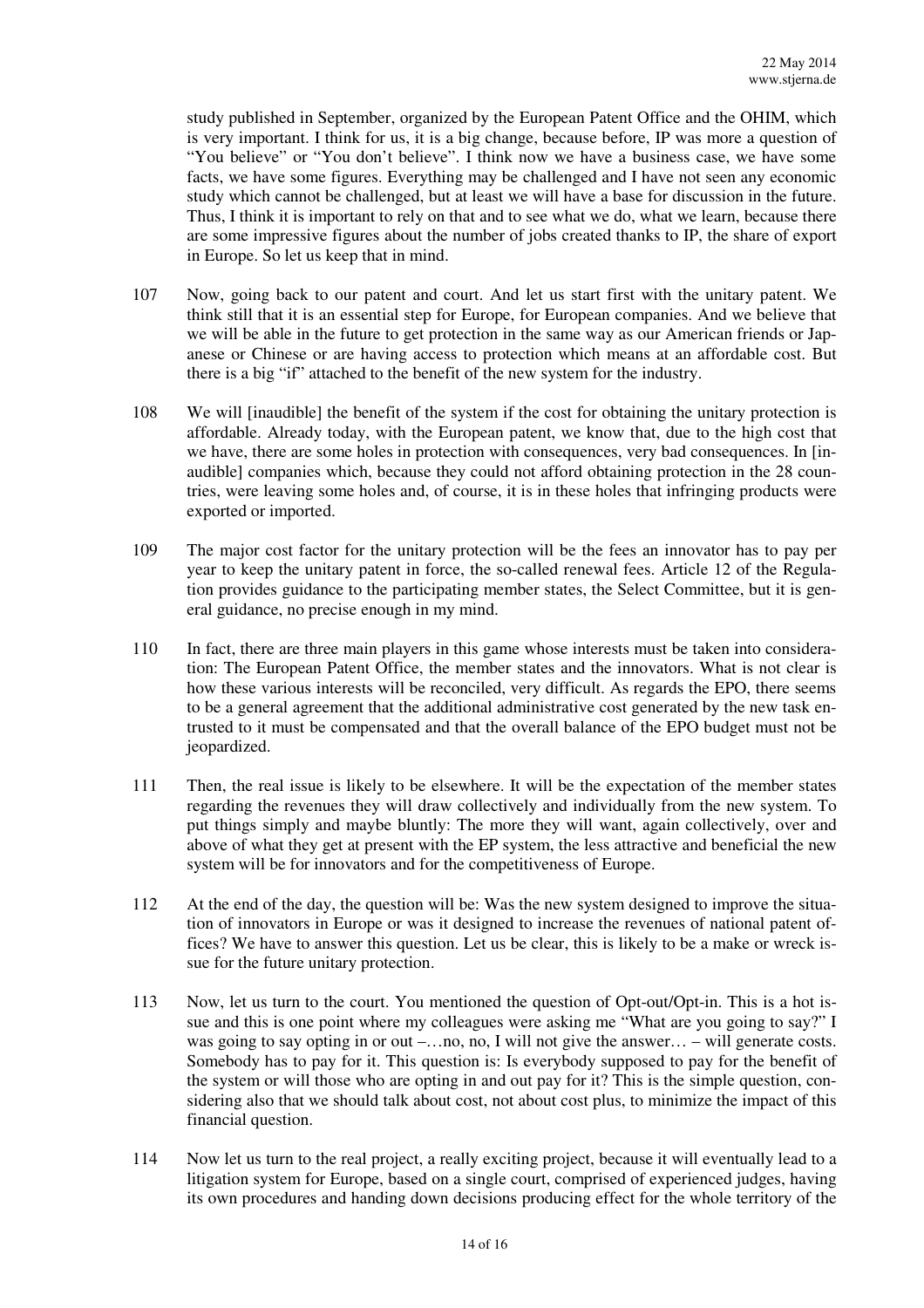study published in September, organized by the European Patent Office and the OHIM, which is very important. I think for us, it is a big change, because before, IP was more a question of "You believe" or "You don't believe". I think now we have a business case, we have some facts, we have some figures. Everything may be challenged and I have not seen any economic study which cannot be challenged, but at least we will have a base for discussion in the future. Thus, I think it is important to rely on that and to see what we do, what we learn, because there are some impressive figures about the number of jobs created thanks to IP, the share of export in Europe. So let us keep that in mind.

107 Now, going back to our patent and court. And let us start first with the unitary patent. We think still that it is an essential step for Europe, for European companies. And we believe that we will be able in the future to get protection in the same way as our American friends or Japanese or Chinese or are having access to protection which means at an affordable cost. But there is a big "if" attached to the benefit of the new system for the industry.

108 We will [inaudible] the benefit of the system if the cost for obtaining the unitary protection is affordable. Already today, with the European patent, we know that, due to the high cost that we have, there are some holes in protection with consequences, very bad consequences. In [inaudible] companies which, because they could not afford obtaining protection in the 28 countries, were leaving some holes and, of course, it is in these holes that infringing products were exported or imported.

109 The major cost factor for the unitary protection will be the fees an innovator has to pay per year to keep the unitary patent in force, the so-called renewal fees. Article 12 of the Regulation provides guidance to the participating member states, the Select Committee, but it is general guidance, no precise enough in my mind.

110 In fact, there are three main players in this game whose interests must be taken into consideration: The European Patent Office, the member states and the innovators. What is not clear is how these various interests will be reconciled, very difficult. As regards the EPO, there seems to be a general agreement that the additional administrative cost generated by the new task entrusted to it must be compensated and that the overall balance of the EPO budget must not be jeopardized.

111 Then, the real issue is likely to be elsewhere. It will be the expectation of the member states regarding the revenues they will draw collectively and individually from the new system. To put things simply and maybe bluntly: The more they will want, again collectively, over and above of what they get at present with the EP system, the less attractive and beneficial the new system will be for innovators and for the competitiveness of Europe.

112 At the end of the day, the question will be: Was the new system designed to improve the situation of innovators in Europe or was it designed to increase the revenues of national patent offices? We have to answer this question. Let us be clear, this is likely to be a make or wreck issue for the future unitary protection.

113 Now, let us turn to the court. You mentioned the question of Opt-out/Opt-in. This is a hot issue and this is one point where my colleagues were asking me "What are you going to say?" I was going to say opting in or out –…no, no, I will not give the answer… – will generate costs. Somebody has to pay for it. This question is: Is everybody supposed to pay for the benefit of the system or will those who are opting in and out pay for it? This is the simple question, considering also that we should talk about cost, not about cost plus, to minimize the impact of this financial question.

114 Now let us turn to the real project, a really exciting project, because it will eventually lead to a litigation system for Europe, based on a single court, comprised of experienced judges, having its own procedures and handing down decisions producing effect for the whole territory of the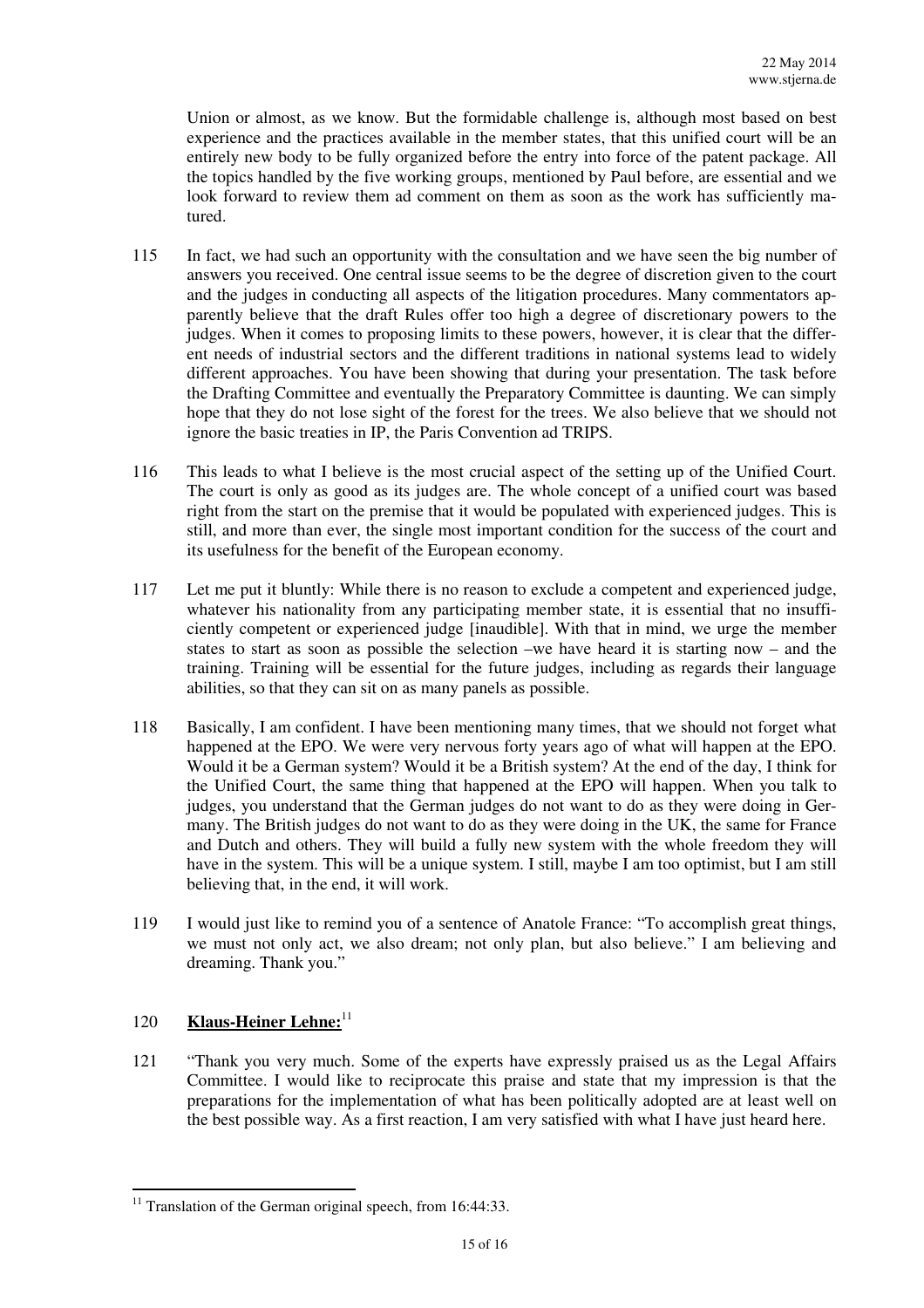Union or almost, as we know. But the formidable challenge is, although most based on best experience and the practices available in the member states, that this unified court will be an entirely new body to be fully organized before the entry into force of the patent package. All the topics handled by the five working groups, mentioned by Paul before, are essential and we look forward to review them ad comment on them as soon as the work has sufficiently matured.

115 In fact, we had such an opportunity with the consultation and we have seen the big number of answers you received. One central issue seems to be the degree of discretion given to the court and the judges in conducting all aspects of the litigation procedures. Many commentators apparently believe that the draft Rules offer too high a degree of discretionary powers to the judges. When it comes to proposing limits to these powers, however, it is clear that the different needs of industrial sectors and the different traditions in national systems lead to widely different approaches. You have been showing that during your presentation. The task before the Drafting Committee and eventually the Preparatory Committee is daunting. We can simply hope that they do not lose sight of the forest for the trees. We also believe that we should not ignore the basic treaties in IP, the Paris Convention ad TRIPS.

116 This leads to what I believe is the most crucial aspect of the setting up of the Unified Court. The court is only as good as its judges are. The whole concept of a unified court was based right from the start on the premise that it would be populated with experienced judges. This is still, and more than ever, the single most important condition for the success of the court and its usefulness for the benefit of the European economy.

117 Let me put it bluntly: While there is no reason to exclude a competent and experienced judge, whatever his nationality from any participating member state, it is essential that no insufficiently competent or experienced judge [inaudible]. With that in mind, we urge the member states to start as soon as possible the selection –we have heard it is starting now – and the training. Training will be essential for the future judges, including as regards their language abilities, so that they can sit on as many panels as possible.

118 Basically, I am confident. I have been mentioning many times, that we should not forget what happened at the EPO. We were very nervous forty years ago of what will happen at the EPO. Would it be a German system? Would it be a British system? At the end of the day, I think for the Unified Court, the same thing that happened at the EPO will happen. When you talk to judges, you understand that the German judges do not want to do as they were doing in Germany. The British judges do not want to do as they were doing in the UK, the same for France and Dutch and others. They will build a fully new system with the whole freedom they will have in the system. This will be a unique system. I still, maybe I am too optimist, but I am still believing that, in the end, it will work.

119 I would just like to remind you of a sentence of Anatole France: "To accomplish great things, we must not only act, we also dream; not only plan, but also believe." I am believing and dreaming. Thank you."

120 **Klaus-Heiner Lehne:**[11]

121 "Thank you very much. Some of the experts have expressly praised us as the Legal Affairs Committee. I would like to reciprocate this praise and state that my impression is that the preparations for the implementation of what has been politically adopted are at least well on the best possible way. As a first reaction, I am very satisfied with what I have just heard here.

---

[11] Translation of the German original speech, from 16:44:33.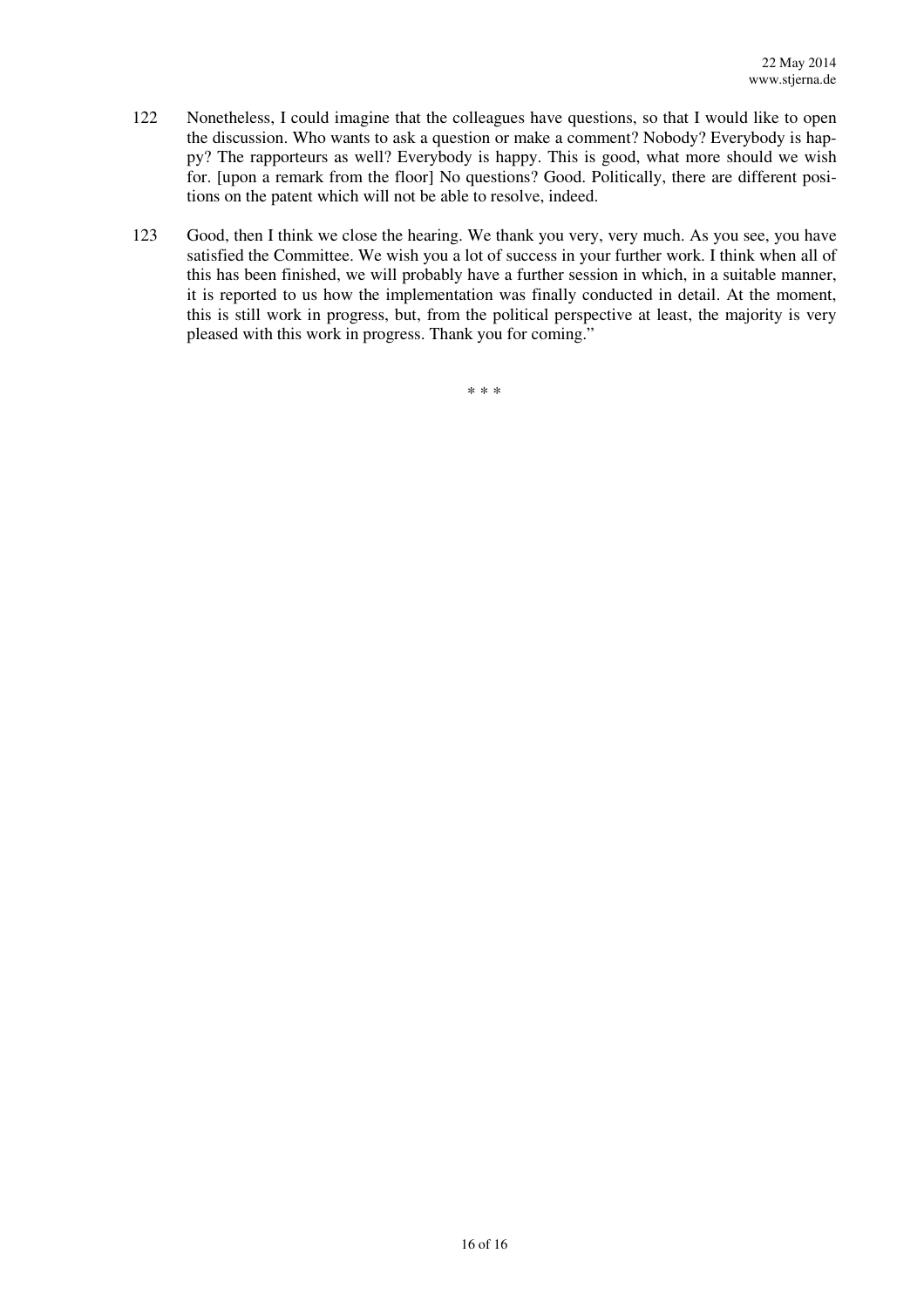122 Nonetheless, I could imagine that the colleagues have questions, so that I would like to open the discussion. Who wants to ask a question or make a comment? Nobody? Everybody is happy? The rapporteurs as well? Everybody is happy. This is good, what more should we wish for. [upon a remark from the floor] No questions? Good. Politically, there are different positions on the patent which will not be able to resolve, indeed.

123 Good, then I think we close the hearing. We thank you very, very much. As you see, you have satisfied the Committee. We wish you a lot of success in your further work. I think when all of this has been finished, we will probably have a further session in which, in a suitable manner, it is reported to us how the implementation was finally conducted in detail. At the moment, this is still work in progress, but, from the political perspective at least, the majority is very pleased with this work in progress. Thank you for coming."

\* \* \*